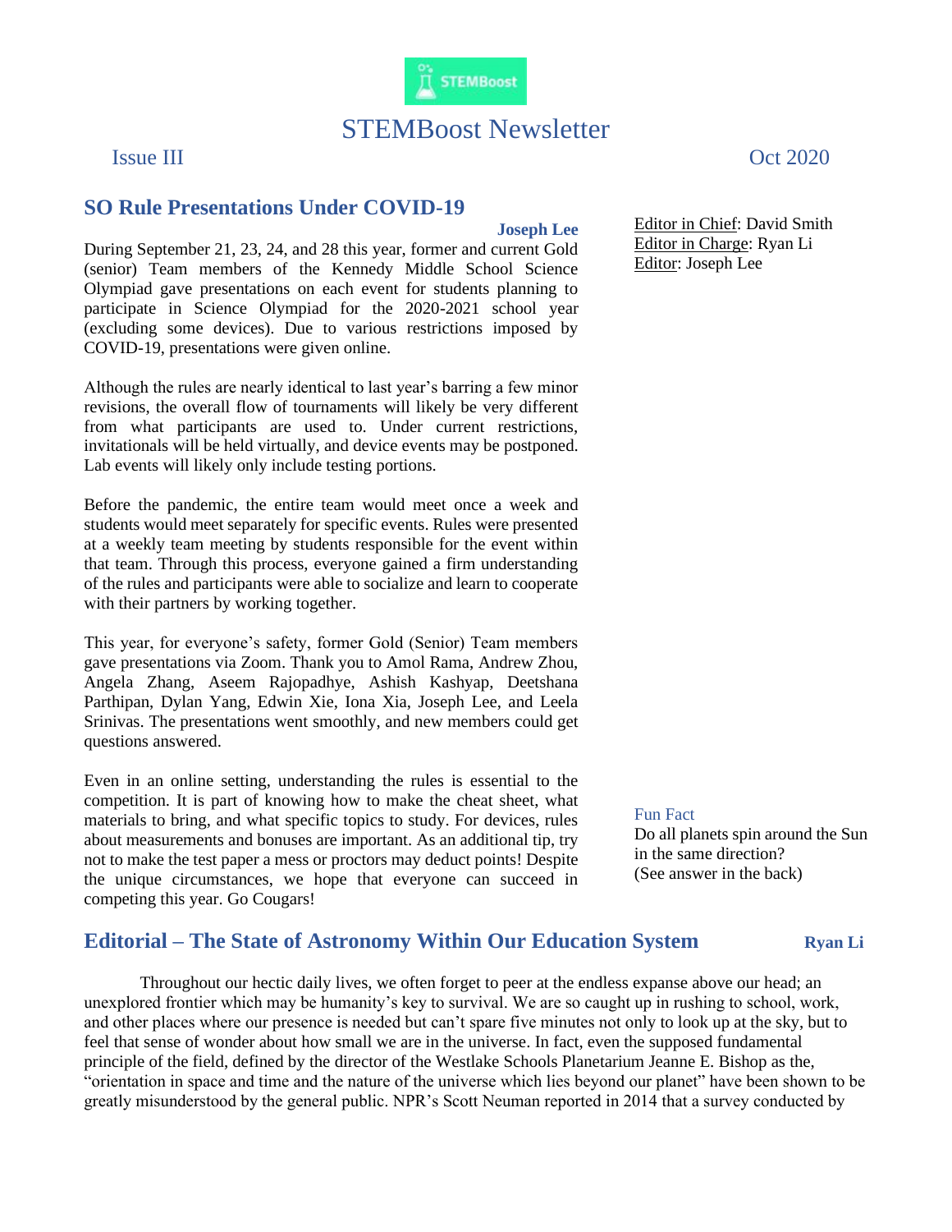# STEMBoost Newsletter

Issue III

Oct 2020

## SO Rule Presentations Under COVID-19

**Joseph Lee**

During September 21, 23, 24, and 28 this year, former and current Gold (senior) Team members of the Kennedy Middle School Science Olympiad gave presentations on each event for students planning to participate in Science Olympiad for the 2020-2021 school year (excluding some devices). Due to various restrictions imposed by COVID-19, presentations were given online.

Although the rules are nearly identical to last year's barring a few minor revisions, the overall flow of tournaments will likely be very different from what participants are used to. Under current restrictions, invitationals will be held virtually, and device events may be postponed. Lab events will likely only include testing portions.

Before the pandemic, the entire team would meet once a week and students would meet separately for specific events. Rules were presented at a weekly team meeting by students responsible for the event within that team. Through this process, everyone gained a firm understanding of the rules and participants were able to socialize and learn to cooperate with their partners by working together.

This year, for everyone's safety, former Gold (Senior) Team members gave presentations via Zoom. Thank you to Amol Rama, Andrew Zhou, Angela Zhang, Aseem Rajopadhye, Ashish Kashyap, Deetshana Parthipan, Dylan Yang, Edwin Xie, Iona Xia, Joseph Lee, and Leela Srinivas. The presentations went smoothly, and new members could get questions answered.

Even in an online setting, understanding the rules is essential to the competition. It is part of knowing how to make the cheat sheet, what materials to bring, and what specific topics to study. For devices, rules about measurements and bonuses are important. As an additional tip, try not to make the test paper a mess or proctors may deduct points! Despite the unique circumstances, we hope that everyone can succeed in competing this year. Go Cougars!

Editor in Chief: David Smith
Editor in Charge: Ryan Li
Editor: Joseph Lee

Fun Fact
Do all planets spin around the Sun in the same direction?
(See answer in the back)

## Editorial – The State of Astronomy Within Our Education System

**Ryan Li**

Throughout our hectic daily lives, we often forget to peer at the endless expanse above our head; an unexplored frontier which may be humanity's key to survival. We are so caught up in rushing to school, work, and other places where our presence is needed but can't spare five minutes not only to look up at the sky, but to feel that sense of wonder about how small we are in the universe. In fact, even the supposed fundamental principle of the field, defined by the director of the Westlake Schools Planetarium Jeanne E. Bishop as the, "orientation in space and time and the nature of the universe which lies beyond our planet" have been shown to be greatly misunderstood by the general public. NPR's Scott Neuman reported in 2014 that a survey conducted by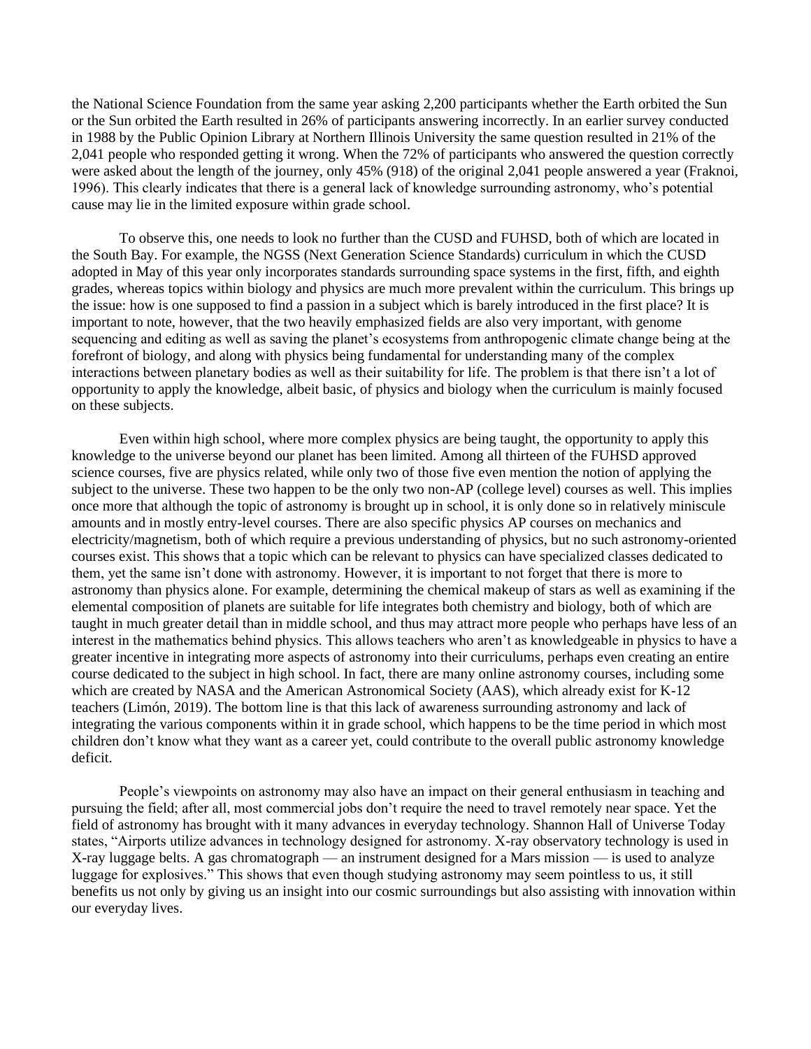the National Science Foundation from the same year asking 2,200 participants whether the Earth orbited the Sun or the Sun orbited the Earth resulted in 26% of participants answering incorrectly. In an earlier survey conducted in 1988 by the Public Opinion Library at Northern Illinois University the same question resulted in 21% of the 2,041 people who responded getting it wrong. When the 72% of participants who answered the question correctly were asked about the length of the journey, only 45% (918) of the original 2,041 people answered a year (Fraknoi, 1996). This clearly indicates that there is a general lack of knowledge surrounding astronomy, who's potential cause may lie in the limited exposure within grade school.

To observe this, one needs to look no further than the CUSD and FUHSD, both of which are located in the South Bay. For example, the NGSS (Next Generation Science Standards) curriculum in which the CUSD adopted in May of this year only incorporates standards surrounding space systems in the first, fifth, and eighth grades, whereas topics within biology and physics are much more prevalent within the curriculum. This brings up the issue: how is one supposed to find a passion in a subject which is barely introduced in the first place? It is important to note, however, that the two heavily emphasized fields are also very important, with genome sequencing and editing as well as saving the planet's ecosystems from anthropogenic climate change being at the forefront of biology, and along with physics being fundamental for understanding many of the complex interactions between planetary bodies as well as their suitability for life. The problem is that there isn't a lot of opportunity to apply the knowledge, albeit basic, of physics and biology when the curriculum is mainly focused on these subjects.

Even within high school, where more complex physics are being taught, the opportunity to apply this knowledge to the universe beyond our planet has been limited. Among all thirteen of the FUHSD approved science courses, five are physics related, while only two of those five even mention the notion of applying the subject to the universe. These two happen to be the only two non-AP (college level) courses as well. This implies once more that although the topic of astronomy is brought up in school, it is only done so in relatively miniscule amounts and in mostly entry-level courses. There are also specific physics AP courses on mechanics and electricity/magnetism, both of which require a previous understanding of physics, but no such astronomy-oriented courses exist. This shows that a topic which can be relevant to physics can have specialized classes dedicated to them, yet the same isn't done with astronomy. However, it is important to not forget that there is more to astronomy than physics alone. For example, determining the chemical makeup of stars as well as examining if the elemental composition of planets are suitable for life integrates both chemistry and biology, both of which are taught in much greater detail than in middle school, and thus may attract more people who perhaps have less of an interest in the mathematics behind physics. This allows teachers who aren't as knowledgeable in physics to have a greater incentive in integrating more aspects of astronomy into their curriculums, perhaps even creating an entire course dedicated to the subject in high school. In fact, there are many online astronomy courses, including some which are created by NASA and the American Astronomical Society (AAS), which already exist for K-12 teachers (Limón, 2019). The bottom line is that this lack of awareness surrounding astronomy and lack of integrating the various components within it in grade school, which happens to be the time period in which most children don't know what they want as a career yet, could contribute to the overall public astronomy knowledge deficit.

People's viewpoints on astronomy may also have an impact on their general enthusiasm in teaching and pursuing the field; after all, most commercial jobs don't require the need to travel remotely near space. Yet the field of astronomy has brought with it many advances in everyday technology. Shannon Hall of Universe Today states, "Airports utilize advances in technology designed for astronomy. X-ray observatory technology is used in X-ray luggage belts. A gas chromatograph — an instrument designed for a Mars mission — is used to analyze luggage for explosives." This shows that even though studying astronomy may seem pointless to us, it still benefits us not only by giving us an insight into our cosmic surroundings but also assisting with innovation within our everyday lives.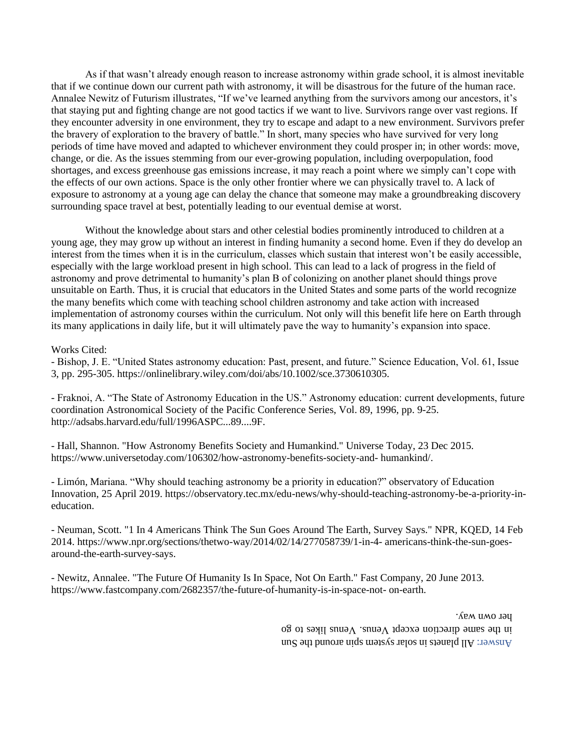As if that wasn't already enough reason to increase astronomy within grade school, it is almost inevitable that if we continue down our current path with astronomy, it will be disastrous for the future of the human race. Annalee Newitz of Futurism illustrates, "If we've learned anything from the survivors among our ancestors, it's that staying put and fighting change are not good tactics if we want to live. Survivors range over vast regions. If they encounter adversity in one environment, they try to escape and adapt to a new environment. Survivors prefer the bravery of exploration to the bravery of battle." In short, many species who have survived for very long periods of time have moved and adapted to whichever environment they could prosper in; in other words: move, change, or die. As the issues stemming from our ever-growing population, including overpopulation, food shortages, and excess greenhouse gas emissions increase, it may reach a point where we simply can't cope with the effects of our own actions. Space is the only other frontier where we can physically travel to. A lack of exposure to astronomy at a young age can delay the chance that someone may make a groundbreaking discovery surrounding space travel at best, potentially leading to our eventual demise at worst.

Without the knowledge about stars and other celestial bodies prominently introduced to children at a young age, they may grow up without an interest in finding humanity a second home. Even if they do develop an interest from the times when it is in the curriculum, classes which sustain that interest won't be easily accessible, especially with the large workload present in high school. This can lead to a lack of progress in the field of astronomy and prove detrimental to humanity's plan B of colonizing on another planet should things prove unsuitable on Earth. Thus, it is crucial that educators in the United States and some parts of the world recognize the many benefits which come with teaching school children astronomy and take action with increased implementation of astronomy courses within the curriculum. Not only will this benefit life here on Earth through its many applications in daily life, but it will ultimately pave the way to humanity's expansion into space.

Works Cited:

- Bishop, J. E. "United States astronomy education: Past, present, and future." Science Education, Vol. 61, Issue 3, pp. 295-305. https://onlinelibrary.wiley.com/doi/abs/10.1002/sce.3730610305.

- Fraknoi, A. "The State of Astronomy Education in the US." Astronomy education: current developments, future coordination Astronomical Society of the Pacific Conference Series, Vol. 89, 1996, pp. 9-25. http://adsabs.harvard.edu/full/1996ASPC...89....9F.

- Hall, Shannon. "How Astronomy Benefits Society and Humankind." Universe Today, 23 Dec 2015. https://www.universetoday.com/106302/how-astronomy-benefits-society-and- humankind/.

- Limón, Mariana. "Why should teaching astronomy be a priority in education?" observatory of Education Innovation, 25 April 2019. https://observatory.tec.mx/edu-news/why-should-teaching-astronomy-be-a-priority-in-education.

- Neuman, Scott. "1 In 4 Americans Think The Sun Goes Around The Earth, Survey Says." NPR, KQED, 14 Feb 2014. https://www.npr.org/sections/thetwo-way/2014/02/14/277058739/1-in-4- americans-think-the-sun-goes-around-the-earth-survey-says.

- Newitz, Annalee. "The Future Of Humanity Is In Space, Not On Earth." Fast Company, 20 June 2013. https://www.fastcompany.com/2682357/the-future-of-humanity-is-in-space-not- on-earth.

Answer: All planets in solar system spin around the Sun in the same direction except Venus. Venus likes to go her own way.